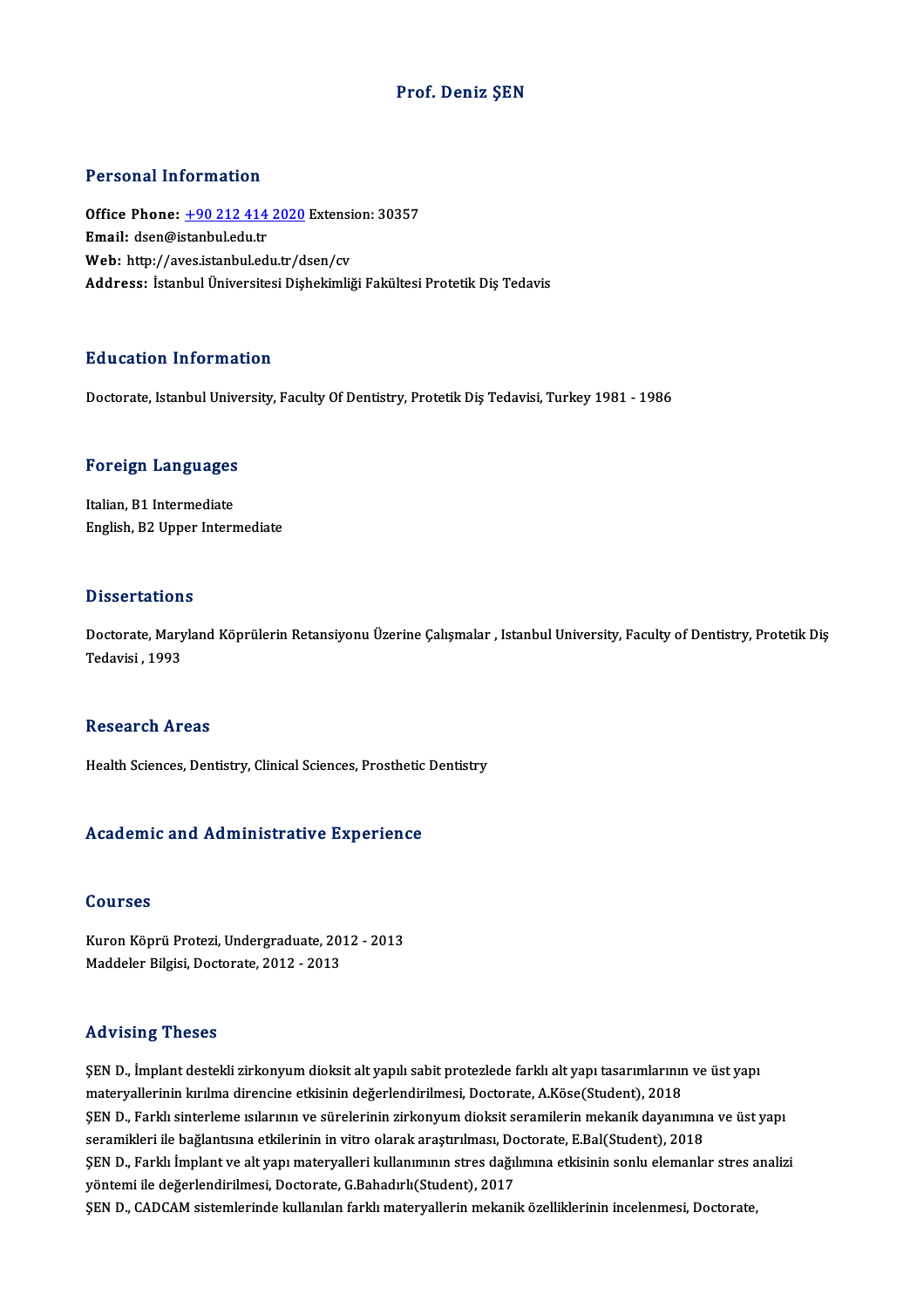# Prof. Deniz ŞEN

## Personal Information

**Office Phone:** +90 212 414 2020 Extension: 30357
**Email:** dsen@istanbul.edu.tr
**Web:** http://aves.istanbul.edu.tr/dsen/cv
**Address:** İstanbul Üniversitesi Dişhekimliği Fakültesi Protetik Diş Tedavis

## Education Information

Doctorate, Istanbul University, Faculty Of Dentistry, Protetik Diş Tedavisi, Turkey 1981 - 1986

## Foreign Languages

Italian, B1 Intermediate
English, B2 Upper Intermediate

## Dissertations

Doctorate, Maryland Köprülerin Retansiyonu Üzerine Çalışmalar , Istanbul University, Faculty of Dentistry, Protetik Diş Tedavisi , 1993

## Research Areas

Health Sciences, Dentistry, Clinical Sciences, Prosthetic Dentistry

## Academic and Administrative Experience

## Courses

Kuron Köprü Protezi, Undergraduate, 2012 - 2013
Maddeler Bilgisi, Doctorate, 2012 - 2013

## Advising Theses

ŞEN D., İmplant destekli zirkonyum dioksit alt yapılı sabit protezlede farklı alt yapı tasarımlarının ve üst yapı materyallerinin kırılma direncine etkisinin değerlendirilmesi, Doctorate, A.Köse(Student), 2018
ŞEN D., Farklı sinterleme ısılarının ve sürelerinin zirkonyum dioksit seramilerin mekanik dayanımına ve üst yapı seramikleri ile bağlantısına etkilerinin in vitro olarak araştırılması, Doctorate, E.Bal(Student), 2018
ŞEN D., Farklı İmplant ve alt yapı materyalleri kullanımının stres dağılımına etkisinin sonlu elemanlar stres analizi yöntemi ile değerlendirilmesi, Doctorate, G.Bahadırlı(Student), 2017
ŞEN D., CADCAM sistemlerinde kullanılan farklı materyallerin mekanik özelliklerinin incelenmesi, Doctorate,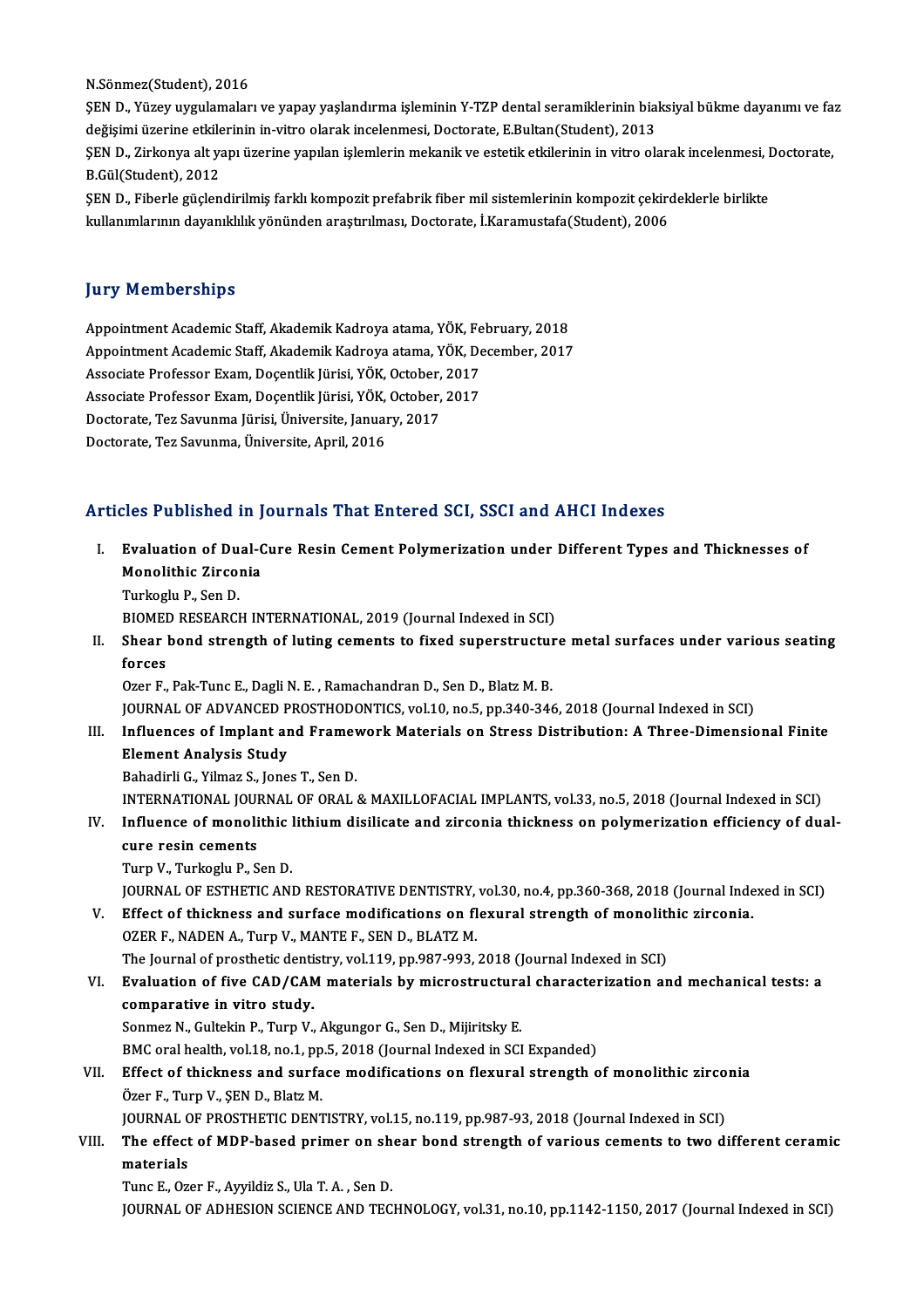N.Sönmez(Student), 2016

ŞEN D., Yüzey uygulamaları ve yapay yaşlandırma işleminin Y-TZP dental seramiklerinin biaksiyal bükme dayanımı ve faz değişimi üzerine etkilerinin in-vitro olarak incelenmesi, Doctorate, E.Bultan(Student), 2013

ŞEN D., Zirkonya alt yapı üzerine yapılan işlemlerin mekanik ve estetik etkilerinin in vitro olarak incelenmesi, Doctorate, B.Gül(Student), 2012

ŞEN D., Fiberle güçlendirilmiş farklı kompozit prefabrik fiber mil sistemlerinin kompozit çekirdeklerle birlikte kullanımlarının dayanıklılık yönünden araştırılması, Doctorate, İ.Karamustafa(Student), 2006

## Jury Memberships

Appointment Academic Staff, Akademik Kadroya atama, YÖK, February, 2018
Appointment Academic Staff, Akademik Kadroya atama, YÖK, December, 2017
Associate Professor Exam, Doçentlik Jürisi, YÖK, October, 2017
Associate Professor Exam, Doçentlik Jürisi, YÖK, October, 2017
Doctorate, Tez Savunma Jürisi, Üniversite, January, 2017
Doctorate, Tez Savunma, Üniversite, April, 2016

## Articles Published in Journals That Entered SCI, SSCI and AHCI Indexes

I. **Evaluation of Dual-Cure Resin Cement Polymerization under Different Types and Thicknesses of Monolithic Zirconia**
Turkoglu P., Sen D.
BIOMED RESEARCH INTERNATIONAL, 2019 (Journal Indexed in SCI)

II. **Shear bond strength of luting cements to fixed superstructure metal surfaces under various seating forces**
Ozer F., Pak-Tunc E., Dagli N. E. , Ramachandran D., Sen D., Blatz M. B.
JOURNAL OF ADVANCED PROSTHODONTICS, vol.10, no.5, pp.340-346, 2018 (Journal Indexed in SCI)

III. **Influences of Implant and Framework Materials on Stress Distribution: A Three-Dimensional Finite Element Analysis Study**
Bahadirli G., Yilmaz S., Jones T., Sen D.
INTERNATIONAL JOURNAL OF ORAL & MAXILLOFACIAL IMPLANTS, vol.33, no.5, 2018 (Journal Indexed in SCI)

IV. **Influence of monolithic lithium disilicate and zirconia thickness on polymerization efficiency of dual-cure resin cements**
Turp V., Turkoglu P., Sen D.
JOURNAL OF ESTHETIC AND RESTORATIVE DENTISTRY, vol.30, no.4, pp.360-368, 2018 (Journal Indexed in SCI)

V. **Effect of thickness and surface modifications on flexural strength of monolithic zirconia.**
OZER F., NADEN A., Turp V., MANTE F., SEN D., BLATZ M.
The Journal of prosthetic dentistry, vol.119, pp.987-993, 2018 (Journal Indexed in SCI)

VI. **Evaluation of five CAD/CAM materials by microstructural characterization and mechanical tests: a comparative in vitro study.**
Sonmez N., Gultekin P., Turp V., Akgungor G., Sen D., Mijiritsky E.
BMC oral health, vol.18, no.1, pp.5, 2018 (Journal Indexed in SCI Expanded)

VII. **Effect of thickness and surface modifications on flexural strength of monolithic zirconia**
Özer F., Turp V., ŞEN D., Blatz M.
JOURNAL OF PROSTHETIC DENTISTRY, vol.15, no.119, pp.987-93, 2018 (Journal Indexed in SCI)

VIII. **The effect of MDP-based primer on shear bond strength of various cements to two different ceramic materials**
Tunc E., Ozer F., Ayyildiz S., Ula T. A. , Sen D.
JOURNAL OF ADHESION SCIENCE AND TECHNOLOGY, vol.31, no.10, pp.1142-1150, 2017 (Journal Indexed in SCI)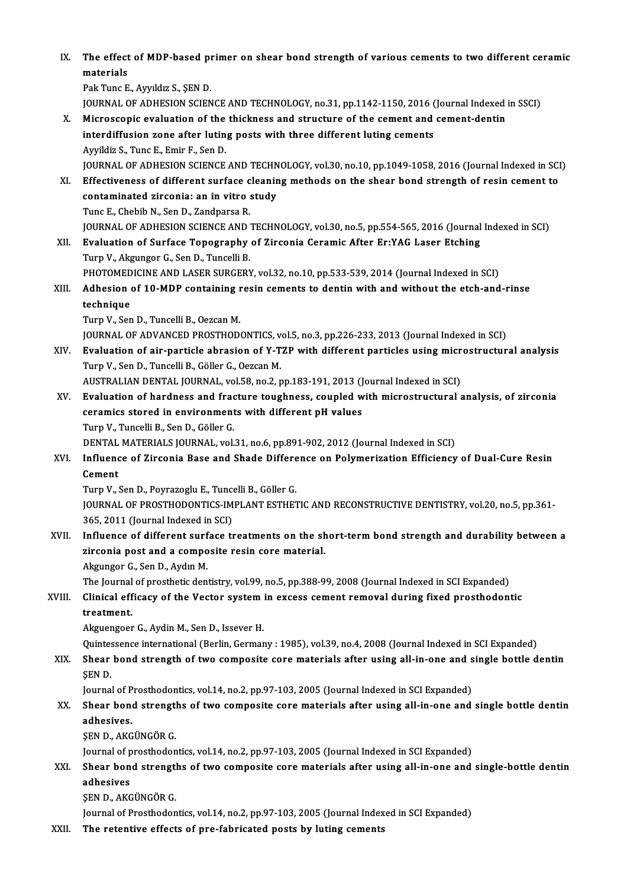IX. **The effect of MDP-based primer on shear bond strength of various cements to two different ceramic materials**
Pak Tunc E., Ayyıldız S., ŞEN D.
JOURNAL OF ADHESION SCIENCE AND TECHNOLOGY, no.31, pp.1142-1150, 2016 (Journal Indexed in SSCI)

X. **Microscopic evaluation of the thickness and structure of the cement and cement-dentin interdiffusion zone after luting posts with three different luting cements**
Ayyildiz S., Tunc E., Emir F., Sen D.
JOURNAL OF ADHESION SCIENCE AND TECHNOLOGY, vol.30, no.10, pp.1049-1058, 2016 (Journal Indexed in SCI)

XI. **Effectiveness of different surface cleaning methods on the shear bond strength of resin cement to contaminated zirconia: an in vitro study**
Tunc E., Chebib N., Sen D., Zandparsa R.
JOURNAL OF ADHESION SCIENCE AND TECHNOLOGY, vol.30, no.5, pp.554-565, 2016 (Journal Indexed in SCI)

XII. **Evaluation of Surface Topography of Zirconia Ceramic After Er:YAG Laser Etching**
Turp V., Akgungor G., Sen D., Tuncelli B.
PHOTOMEDICINE AND LASER SURGERY, vol.32, no.10, pp.533-539, 2014 (Journal Indexed in SCI)

XIII. **Adhesion of 10-MDP containing resin cements to dentin with and without the etch-and-rinse technique**
Turp V., Sen D., Tuncelli B., Oezcan M.
JOURNAL OF ADVANCED PROSTHODONTICS, vol.5, no.3, pp.226-233, 2013 (Journal Indexed in SCI)

XIV. **Evaluation of air-particle abrasion of Y-TZP with different particles using microstructural analysis**
Turp V., Sen D., Tuncelli B., Göller G., Oezcan M.
AUSTRALIAN DENTAL JOURNAL, vol.58, no.2, pp.183-191, 2013 (Journal Indexed in SCI)

XV. **Evaluation of hardness and fracture toughness, coupled with microstructural analysis, of zirconia ceramics stored in environments with different pH values**
Turp V., Tuncelli B., Sen D., Göller G.
DENTAL MATERIALS JOURNAL, vol.31, no.6, pp.891-902, 2012 (Journal Indexed in SCI)

XVI. **Influence of Zirconia Base and Shade Difference on Polymerization Efficiency of Dual-Cure Resin Cement**
Turp V., Sen D., Poyrazoglu E., Tuncelli B., Göller G.
JOURNAL OF PROSTHODONTICS-IMPLANT ESTHETIC AND RECONSTRUCTIVE DENTISTRY, vol.20, no.5, pp.361-365, 2011 (Journal Indexed in SCI)

XVII. **Influence of different surface treatments on the short-term bond strength and durability between a zirconia post and a composite resin core material.**
Akgungor G., Sen D., Aydın M.
The Journal of prosthetic dentistry, vol.99, no.5, pp.388-99, 2008 (Journal Indexed in SCI Expanded)

XVIII. **Clinical efficacy of the Vector system in excess cement removal during fixed prosthodontic treatment.**
Akguengoer G., Aydin M., Sen D., Issever H.
Quintessence international (Berlin, Germany : 1985), vol.39, no.4, 2008 (Journal Indexed in SCI Expanded)

XIX. **Shear bond strength of two composite core materials after using all-in-one and single bottle dentin**
ŞEN D.
Journal of Prosthodontics, vol.14, no.2, pp.97-103, 2005 (Journal Indexed in SCI Expanded)

XX. **Shear bond strengths of two composite core materials after using all-in-one and single bottle dentin adhesives.**
ŞEN D., AKGÜNGÖR G.
Journal of prosthodontics, vol.14, no.2, pp.97-103, 2005 (Journal Indexed in SCI Expanded)

XXI. **Shear bond strengths of two composite core materials after using all-in-one and single-bottle dentin adhesives**
ŞEN D., AKGÜNGÖR G.
Journal of Prosthodontics, vol.14, no.2, pp.97-103, 2005 (Journal Indexed in SCI Expanded)

XXII. **The retentive effects of pre-fabricated posts by luting cements**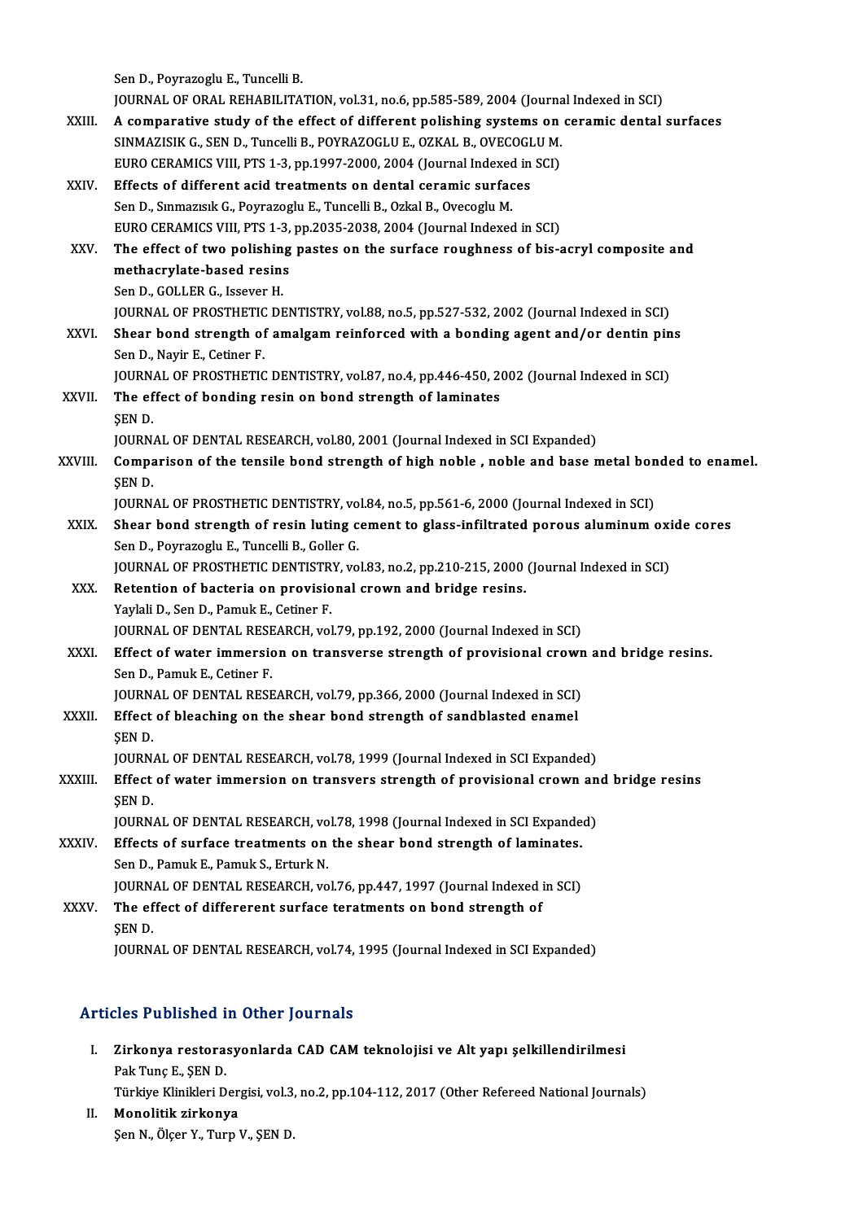Sen D., Poyrazoglu E., Tuncelli B.
JOURNAL OF ORAL REHABILITATION, vol.31, no.6, pp.585-589, 2004 (Journal Indexed in SCI)

XXIII. **A comparative study of the effect of different polishing systems on ceramic dental surfaces**
SINMAZISIK G., SEN D., Tuncelli B., POYRAZOGLU E., OZKAL B., OVECOGLU M.
EURO CERAMICS VIII, PTS 1-3, pp.1997-2000, 2004 (Journal Indexed in SCI)

XXIV. **Effects of different acid treatments on dental ceramic surfaces**
Sen D., Sınmazısık G., Poyrazoglu E., Tuncelli B., Ozkal B., Ovecoglu M.
EURO CERAMICS VIII, PTS 1-3, pp.2035-2038, 2004 (Journal Indexed in SCI)

XXV. **The effect of two polishing pastes on the surface roughness of bis-acryl composite and methacrylate-based resins**
Sen D., GOLLER G., Issever H.
JOURNAL OF PROSTHETIC DENTISTRY, vol.88, no.5, pp.527-532, 2002 (Journal Indexed in SCI)

XXVI. **Shear bond strength of amalgam reinforced with a bonding agent and/or dentin pins**
Sen D., Nayir E., Cetiner F.
JOURNAL OF PROSTHETIC DENTISTRY, vol.87, no.4, pp.446-450, 2002 (Journal Indexed in SCI)

XXVII. **The effect of bonding resin on bond strength of laminates**
ŞEN D.
JOURNAL OF DENTAL RESEARCH, vol.80, 2001 (Journal Indexed in SCI Expanded)

XXVIII. **Comparison of the tensile bond strength of high noble , noble and base metal bonded to enamel.**
ŞEN D.
JOURNAL OF PROSTHETIC DENTISTRY, vol.84, no.5, pp.561-6, 2000 (Journal Indexed in SCI)

XXIX. **Shear bond strength of resin luting cement to glass-infiltrated porous aluminum oxide cores**
Sen D., Poyrazoglu E., Tuncelli B., Goller G.
JOURNAL OF PROSTHETIC DENTISTRY, vol.83, no.2, pp.210-215, 2000 (Journal Indexed in SCI)

XXX. **Retention of bacteria on provisional crown and bridge resins.**
Yaylali D., Sen D., Pamuk E., Cetiner F.
JOURNAL OF DENTAL RESEARCH, vol.79, pp.192, 2000 (Journal Indexed in SCI)

XXXI. **Effect of water immersion on transverse strength of provisional crown and bridge resins.**
Sen D., Pamuk E., Cetiner F.
JOURNAL OF DENTAL RESEARCH, vol.79, pp.366, 2000 (Journal Indexed in SCI)

XXXII. **Effect of bleaching on the shear bond strength of sandblasted enamel**
ŞEN D.
JOURNAL OF DENTAL RESEARCH, vol.78, 1999 (Journal Indexed in SCI Expanded)

XXXIII. **Effect of water immersion on transvers strength of provisional crown and bridge resins**
ŞEN D.
JOURNAL OF DENTAL RESEARCH, vol.78, 1998 (Journal Indexed in SCI Expanded)

XXXIV. **Effects of surface treatments on the shear bond strength of laminates.**
Sen D., Pamuk E., Pamuk S., Erturk N.
JOURNAL OF DENTAL RESEARCH, vol.76, pp.447, 1997 (Journal Indexed in SCI)

XXXV. **The effect of differerent surface teratments on bond strength of**
ŞEN D.
JOURNAL OF DENTAL RESEARCH, vol.74, 1995 (Journal Indexed in SCI Expanded)

## Articles Published in Other Journals

I. **Zirkonya restorasyonlarda CAD CAM teknolojisi ve Alt yapı şelkillendirilmesi**
Pak Tunç E., ŞEN D.
Türkiye Klinikleri Dergisi, vol.3, no.2, pp.104-112, 2017 (Other Refereed National Journals)

II. **Monolitik zirkonya**
Şen N., Ölçer Y., Turp V., ŞEN D.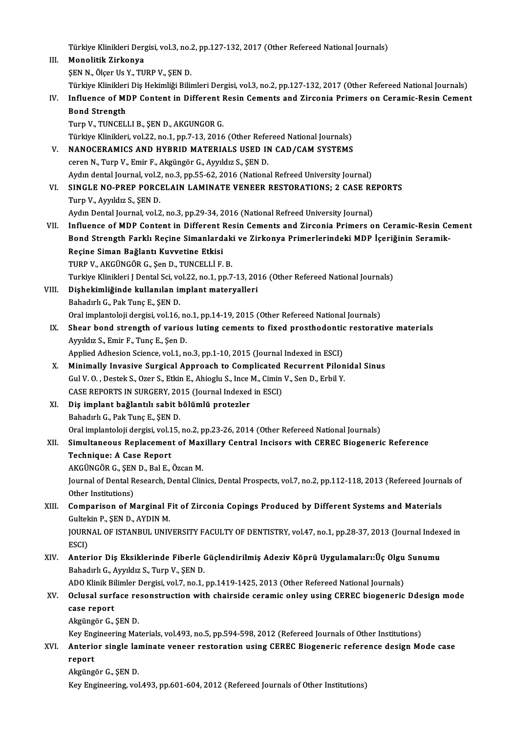Türkiye Klinikleri Dergisi, vol.3, no.2, pp.127-132, 2017 (Other Refereed National Journals)

III. **Monolitik Zirkonya**
ŞEN N., Ölçer Us Y., TURP V., ŞEN D.
Türkiye Klinikleri Diş Hekimliği Bilimleri Dergisi, vol.3, no.2, pp.127-132, 2017 (Other Refereed National Journals)

IV. **Influence of MDP Content in Different Resin Cements and Zirconia Primers on Ceramic-Resin Cement Bond Strength**
Turp V., TUNCELLI B., ŞEN D., AKGUNGOR G.
Türkiye Klinikleri, vol.22, no.1, pp.7-13, 2016 (Other Refereed National Journals)

V. **NANOCERAMICS AND HYBRID MATERIALS USED IN CAD/CAM SYSTEMS**
ceren N., Turp V., Emir F., Akgüngör G., Ayyıldız S., ŞEN D.
Aydın dental Journal, vol.2, no.3, pp.55-62, 2016 (National Refreed University Journal)

VI. **SINGLE NO-PREP PORCELAIN LAMINATE VENEER RESTORATIONS; 2 CASE REPORTS**
Turp V., Ayyıldız S., ŞEN D.
Aydın Dental Journal, vol.2, no.3, pp.29-34, 2016 (National Refreed University Journal)

VII. **Influence of MDP Content in Different Resin Cements and Zirconia Primers on Ceramic-Resin Cement Bond Strength Farklı Reçine Simanlardaki ve Zirkonya Primerlerindeki MDP İçeriğinin Seramik-Reçine Siman Bağlantı Kuvvetine Etkisi**
TURP V., AKGÜNGÖR G., Şen D., TUNCELLİ F. B.
Turkiye Klinikleri J Dental Sci, vol.22, no.1, pp.7-13, 2016 (Other Refereed National Journals)

VIII. **Dişhekimliğinde kullanılan implant materyalleri**
Bahadırlı G., Pak Tunç E., ŞEN D.
Oral implantoloji dergisi, vol.16, no.1, pp.14-19, 2015 (Other Refereed National Journals)

IX. **Shear bond strength of various luting cements to fixed prosthodontic restorative materials**
Ayyıldız S., Emir F., Tunç E., Şen D.
Applied Adhesion Science, vol.1, no.3, pp.1-10, 2015 (Journal Indexed in ESCI)

X. **Minimally Invasive Surgical Approach to Complicated Recurrent Pilonidal Sinus**
Gul V. O. , Destek S., Ozer S., Etkin E., Ahioglu S., Ince M., Cimin V., Sen D., Erbil Y.
CASE REPORTS IN SURGERY, 2015 (Journal Indexed in ESCI)

XI. **Diş implant bağlantılı sabit bölümlü protezler**
Bahadırlı G., Pak Tunç E., ŞEN D.
Oral implantoloji dergisi, vol.15, no.2, pp.23-26, 2014 (Other Refereed National Journals)

XII. **Simultaneous Replacement of Maxillary Central Incisors with CEREC Biogeneric Reference Technique: A Case Report**
AKGÜNGÖR G., ŞEN D., Bal E., Özcan M.
Journal of Dental Research, Dental Clinics, Dental Prospects, vol.7, no.2, pp.112-118, 2013 (Refereed Journals of Other Institutions)

XIII. **Comparison of Marginal Fit of Zirconia Copings Produced by Different Systems and Materials**
Gultekin P., ŞEN D., AYDIN M.
JOURNAL OF ISTANBUL UNIVERSITY FACULTY OF DENTISTRY, vol.47, no.1, pp.28-37, 2013 (Journal Indexed in ESCI)

XIV. **Anterior Diş Eksiklerinde Fiberle Güçlendirilmiş Adeziv Köprü Uygulamaları:Üç Olgu Sunumu**
Bahadırlı G., Ayyıldız S., Turp V., ŞEN D.
ADO Klinik Bilimler Dergisi, vol.7, no.1, pp.1419-1425, 2013 (Other Refereed National Journals)

XV. **Oclusal surface resonstruction with chairside ceramic onley using CEREC biogeneric Ddesign mode case report**
Akgüngör G., ŞEN D.
Key Engineering Materials, vol.493, no.5, pp.594-598, 2012 (Refereed Journals of Other Institutions)

XVI. **Anterior single laminate veneer restoration using CEREC Biogeneric reference design Mode case report**
Akgüngör G., ŞEN D.
Key Engineering, vol.493, pp.601-604, 2012 (Refereed Journals of Other Institutions)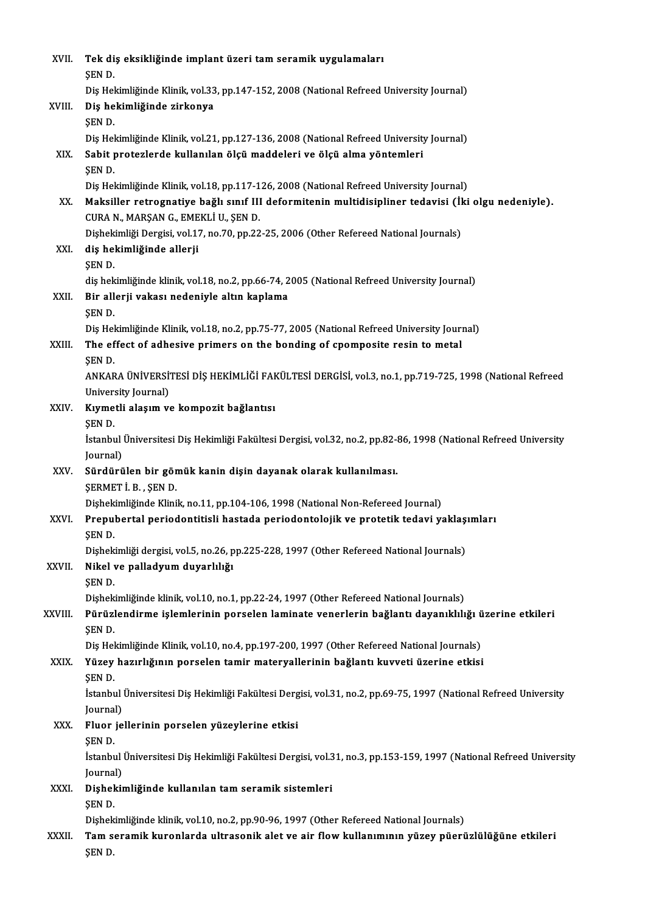XVII. **Tek diş eksikliğinde implant üzeri tam seramik uygulamaları**
ŞEN D.
Diş Hekimliğinde Klinik, vol.33, pp.147-152, 2008 (National Refreed University Journal)

XVIII. **Diş hekimliğinde zirkonya**
ŞEN D.
Diş Hekimliğinde Klinik, vol.21, pp.127-136, 2008 (National Refreed University Journal)

XIX. **Sabit protezlerde kullanılan ölçü maddeleri ve ölçü alma yöntemleri**
ŞEN D.
Diş Hekimliğinde Klinik, vol.18, pp.117-126, 2008 (National Refreed University Journal)

XX. **Maksiller retrognatiye bağlı sınıf III deformitenin multidisipliner tedavisi (İki olgu nedeniyle).**
CURA N., MARŞAN G., EMEKLİ U., ŞEN D.
Dişhekimliği Dergisi, vol.17, no.70, pp.22-25, 2006 (Other Refereed National Journals)

XXI. **diş hekimliğinde allerji**
ŞEN D.
diş hekimliğinde klinik, vol.18, no.2, pp.66-74, 2005 (National Refreed University Journal)

XXII. **Bir allerji vakası nedeniyle altın kaplama**
ŞEN D.
Diş Hekimliğinde Klinik, vol.18, no.2, pp.75-77, 2005 (National Refreed University Journal)

XXIII. **The effect of adhesive primers on the bonding of cpomposite resin to metal**
ŞEN D.
ANKARA ÜNİVERSİTESİ DİŞ HEKİMLİĞİ FAKÜLTESİ DERGİSİ, vol.3, no.1, pp.719-725, 1998 (National Refreed University Journal)

XXIV. **Kıymetli alaşım ve kompozit bağlantısı**
ŞEN D.
İstanbul Üniversitesi Diş Hekimliği Fakültesi Dergisi, vol.32, no.2, pp.82-86, 1998 (National Refreed University Journal)

XXV. **Sürdürülen bir gömük kanin dişin dayanak olarak kullanılması.**
ŞERMET İ. B. , ŞEN D.
Dişhekimliğinde Klinik, no.11, pp.104-106, 1998 (National Non-Refereed Journal)

XXVI. **Prepubertal periodontitisli hastada periodontolojik ve protetik tedavi yaklaşımları**
ŞEN D.
Dişhekimliği dergisi, vol.5, no.26, pp.225-228, 1997 (Other Refereed National Journals)

XXVII. **Nikel ve palladyum duyarlılığı**
ŞEN D.
Dişhekimliğinde klinik, vol.10, no.1, pp.22-24, 1997 (Other Refereed National Journals)

XXVIII. **Pürüzlendirme işlemlerinin porselen laminate venerlerin bağlantı dayanıklılığı üzerine etkileri**
ŞEN D.
Diş Hekimliğinde Klinik, vol.10, no.4, pp.197-200, 1997 (Other Refereed National Journals)

XXIX. **Yüzey hazırlığının porselen tamir materyallerinin bağlantı kuvveti üzerine etkisi**
ŞEN D.
İstanbul Üniversitesi Diş Hekimliği Fakültesi Dergisi, vol.31, no.2, pp.69-75, 1997 (National Refreed University Journal)

XXX. **Fluor jellerinin porselen yüzeylerine etkisi**
ŞEN D.
İstanbul Üniversitesi Diş Hekimliği Fakültesi Dergisi, vol.31, no.3, pp.153-159, 1997 (National Refreed University Journal)

XXXI. **Dişhekimliğinde kullanılan tam seramik sistemleri**
ŞEN D.
Dişhekimliğinde klinik, vol.10, no.2, pp.90-96, 1997 (Other Refereed National Journals)

XXXII. **Tam seramik kuronlarda ultrasonik alet ve air flow kullanımının yüzey püerüzlülüğüne etkileri**
ŞEN D.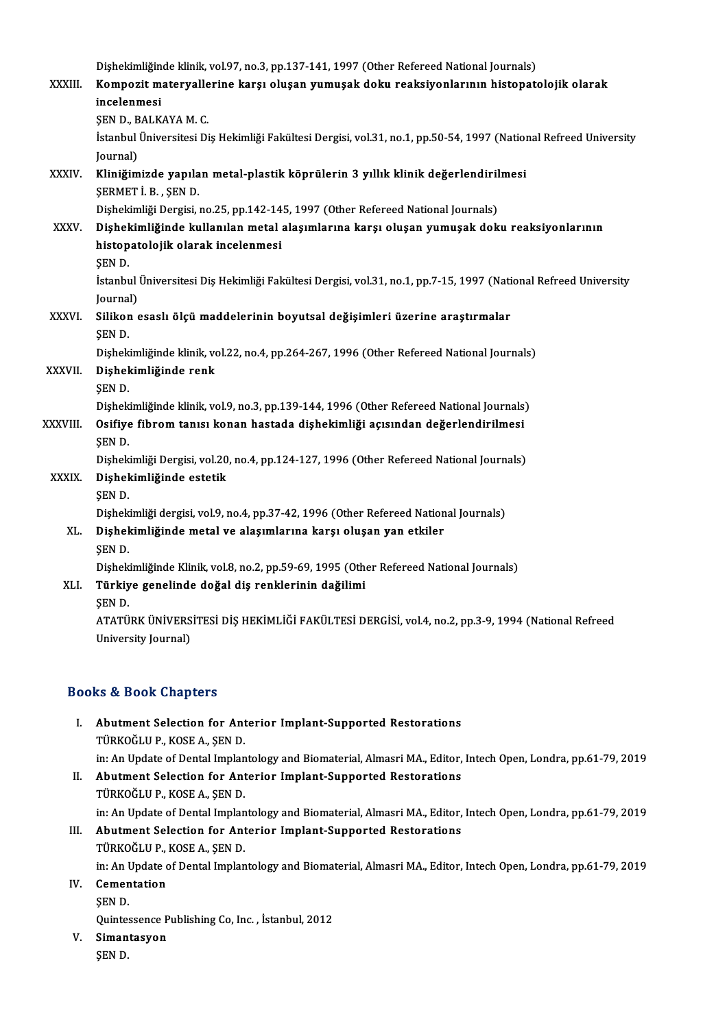Dişhekimliğinde klinik, vol.97, no.3, pp.137-141, 1997 (Other Refereed National Journals)

XXXIII. **Kompozit materyallerine karşı oluşan yumuşak doku reaksiyonlarının histopatolojik olarak incelenmesi**
ŞEN D., BALKAYA M. C.
İstanbul Üniversitesi Diş Hekimliği Fakültesi Dergisi, vol.31, no.1, pp.50-54, 1997 (National Refreed University Journal)

XXXIV. **Kliniğimizde yapılan metal-plastik köprülerin 3 yıllık klinik değerlendirilmesi**
ŞERMET İ. B. , ŞEN D.
Dişhekimliği Dergisi, no.25, pp.142-145, 1997 (Other Refereed National Journals)

XXXV. **Dişhekimliğinde kullanılan metal alaşımlarına karşı oluşan yumuşak doku reaksiyonlarının histopatolojik olarak incelenmesi**
ŞEN D.
İstanbul Üniversitesi Diş Hekimliği Fakültesi Dergisi, vol.31, no.1, pp.7-15, 1997 (National Refreed University Journal)

XXXVI. **Silikon esaslı ölçü maddelerinin boyutsal değişimleri üzerine araştırmalar**
ŞEN D.
Dişhekimliğinde klinik, vol.22, no.4, pp.264-267, 1996 (Other Refereed National Journals)

XXXVII. **Dişhekimliğinde renk**
ŞEN D.
Dişhekimliğinde klinik, vol.9, no.3, pp.139-144, 1996 (Other Refereed National Journals)

XXXVIII. **Osifiye fibrom tanısı konan hastada dişhekimliği açısından değerlendirilmesi**
ŞEN D.
Dişhekimliği Dergisi, vol.20, no.4, pp.124-127, 1996 (Other Refereed National Journals)

XXXIX. **Dişhekimliğinde estetik**
ŞEN D.
Dişhekimliği dergisi, vol.9, no.4, pp.37-42, 1996 (Other Refereed National Journals)

XL. **Dişhekimliğinde metal ve alaşımlarına karşı oluşan yan etkiler**
ŞEN D.
Dişhekimliğinde Klinik, vol.8, no.2, pp.59-69, 1995 (Other Refereed National Journals)

XLI. **Türkiye genelinde doğal diş renklerinin dağilimi**
ŞEN D.
ATATÜRK ÜNİVERSİTESİ DİŞ HEKİMLİĞİ FAKÜLTESİ DERGİSİ, vol.4, no.2, pp.3-9, 1994 (National Refreed University Journal)

## Books & Book Chapters

I. **Abutment Selection for Anterior Implant-Supported Restorations**
TÜRKOĞLU P., KOSE A., ŞEN D.
in: An Update of Dental Implantology and Biomaterial, Almasri MA., Editor, Intech Open, Londra, pp.61-79, 2019

II. **Abutment Selection for Anterior Implant-Supported Restorations**
TÜRKOĞLU P., KOSE A., ŞEN D.
in: An Update of Dental Implantology and Biomaterial, Almasri MA., Editor, Intech Open, Londra, pp.61-79, 2019

III. **Abutment Selection for Anterior Implant-Supported Restorations**
TÜRKOĞLU P., KOSE A., ŞEN D.
in: An Update of Dental Implantology and Biomaterial, Almasri MA., Editor, Intech Open, Londra, pp.61-79, 2019

IV. **Cementation**
ŞEN D.
Quintessence Publishing Co, Inc. , İstanbul, 2012

V. **Simantasyon**
ŞEN D.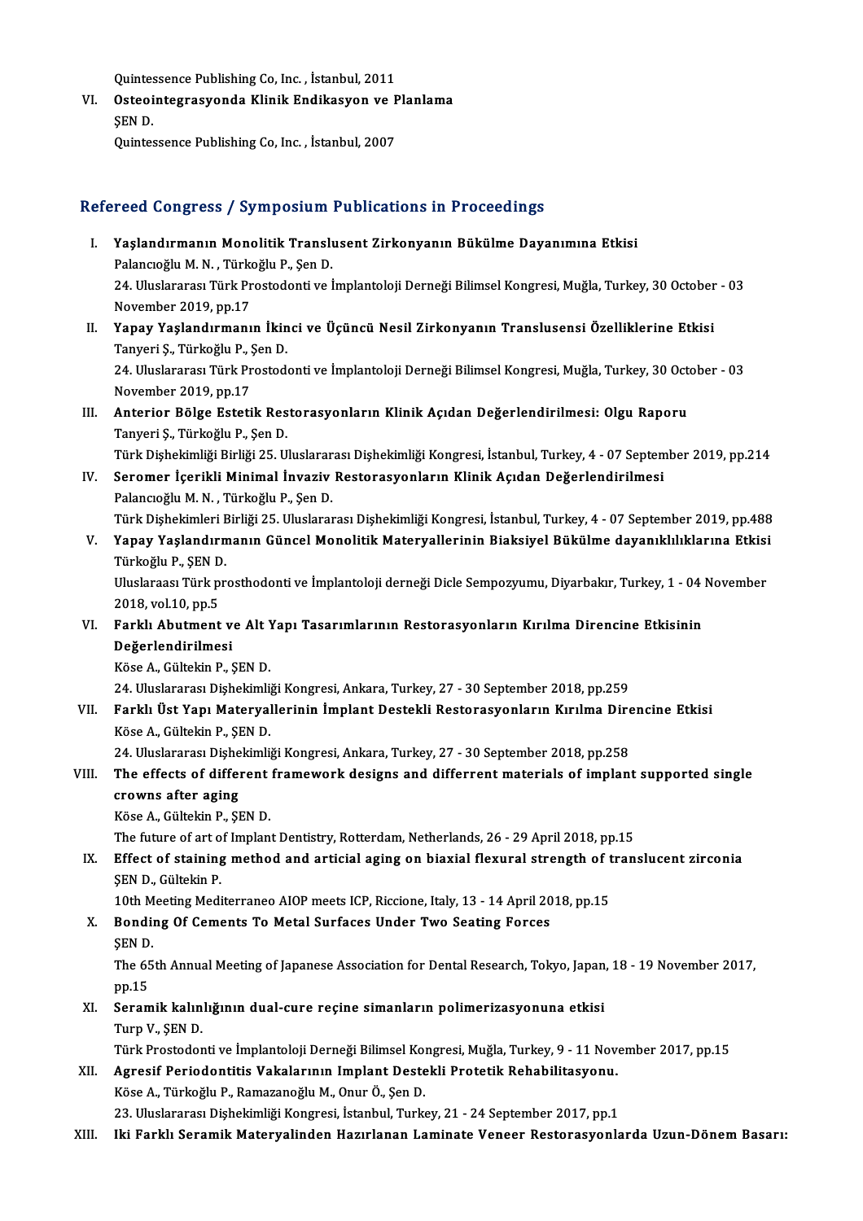Quintessence Publishing Co, Inc. , İstanbul, 2011

VI. **Osteointegrasyonda Klinik Endikasyon ve Planlama**
ŞEN D.
Quintessence Publishing Co, Inc. , İstanbul, 2007

## Refereed Congress / Symposium Publications in Proceedings

I. **Yaşlandırmanın Monolitik Translusent Zirkonyanın Bükülme Dayanımına Etkisi**
Palancıoğlu M. N. , Türkoğlu P., Şen D.
24. Uluslararası Türk Prostodonti ve İmplantoloji Derneği Bilimsel Kongresi, Muğla, Turkey, 30 October - 03 November 2019, pp.17

II. **Yapay Yaşlandırmanın İkinci ve Üçüncü Nesil Zirkonyanın Translusensi Özelliklerine Etkisi**
Tanyeri Ş., Türkoğlu P., Şen D.
24. Uluslararası Türk Prostodonti ve İmplantoloji Derneği Bilimsel Kongresi, Muğla, Turkey, 30 October - 03 November 2019, pp.17

III. **Anterior Bölge Estetik Restorasyonların Klinik Açıdan Değerlendirilmesi: Olgu Raporu**
Tanyeri Ş., Türkoğlu P., Şen D.
Türk Dişhekimliği Birliği 25. Uluslararası Dişhekimliği Kongresi, İstanbul, Turkey, 4 - 07 September 2019, pp.214

IV. **Seromer İçerikli Minimal İnvaziv Restorasyonların Klinik Açıdan Değerlendirilmesi**
Palancıoğlu M. N. , Türkoğlu P., Şen D.
Türk Dişhekimleri Birliği 25. Uluslararası Dişhekimliği Kongresi, İstanbul, Turkey, 4 - 07 September 2019, pp.488

V. **Yapay Yaşlandırmanın Güncel Monolitik Materyallerinin Biaksiyel Bükülme dayanıklılıklarına Etkisi**
Türkoğlu P., ŞEN D.
Uluslaraası Türk prosthodonti ve İmplantoloji derneği Dicle Sempozyumu, Diyarbakır, Turkey, 1 - 04 November 2018, vol.10, pp.5

VI. **Farklı Abutment ve Alt Yapı Tasarımlarının Restorasyonların Kırılma Direncine Etkisinin Değerlendirilmesi**
Köse A., Gültekin P., ŞEN D.
24. Uluslararası Dişhekimliği Kongresi, Ankara, Turkey, 27 - 30 September 2018, pp.259

VII. **Farklı Üst Yapı Materyallerinin İmplant Destekli Restorasyonların Kırılma Direncine Etkisi**
Köse A., Gültekin P., ŞEN D.
24. Uluslararası Dişhekimliği Kongresi, Ankara, Turkey, 27 - 30 September 2018, pp.258

VIII. **The effects of different framework designs and differrent materials of implant supported single crowns after aging**
Köse A., Gültekin P., ŞEN D.
The future of art of Implant Dentistry, Rotterdam, Netherlands, 26 - 29 April 2018, pp.15

IX. **Effect of staining method and articial aging on biaxial flexural strength of translucent zirconia**
ŞEN D., Gültekin P.
10th Meeting Mediterraneo AIOP meets ICP, Riccione, Italy, 13 - 14 April 2018, pp.15

X. **Bonding Of Cements To Metal Surfaces Under Two Seating Forces**
ŞEN D.
The 65th Annual Meeting of Japanese Association for Dental Research, Tokyo, Japan, 18 - 19 November 2017, pp.15

XI. **Seramik kalınlığının dual-cure reçine simanların polimerizasyonuna etkisi**
Turp V., ŞEN D.
Türk Prostodonti ve İmplantoloji Derneği Bilimsel Kongresi, Muğla, Turkey, 9 - 11 November 2017, pp.15

XII. **Agresif Periodontitis Vakalarının Implant Destekli Protetik Rehabilitasyonu.**
Köse A., Türkoğlu P., Ramazanoğlu M., Onur Ö., Şen D.
23. Uluslararası Dişhekimliği Kongresi, İstanbul, Turkey, 21 - 24 September 2017, pp.1

XIII. **Iki Farklı Seramik Materyalinden Hazırlanan Laminate Veneer Restorasyonlarda Uzun-Dönem Basarı:**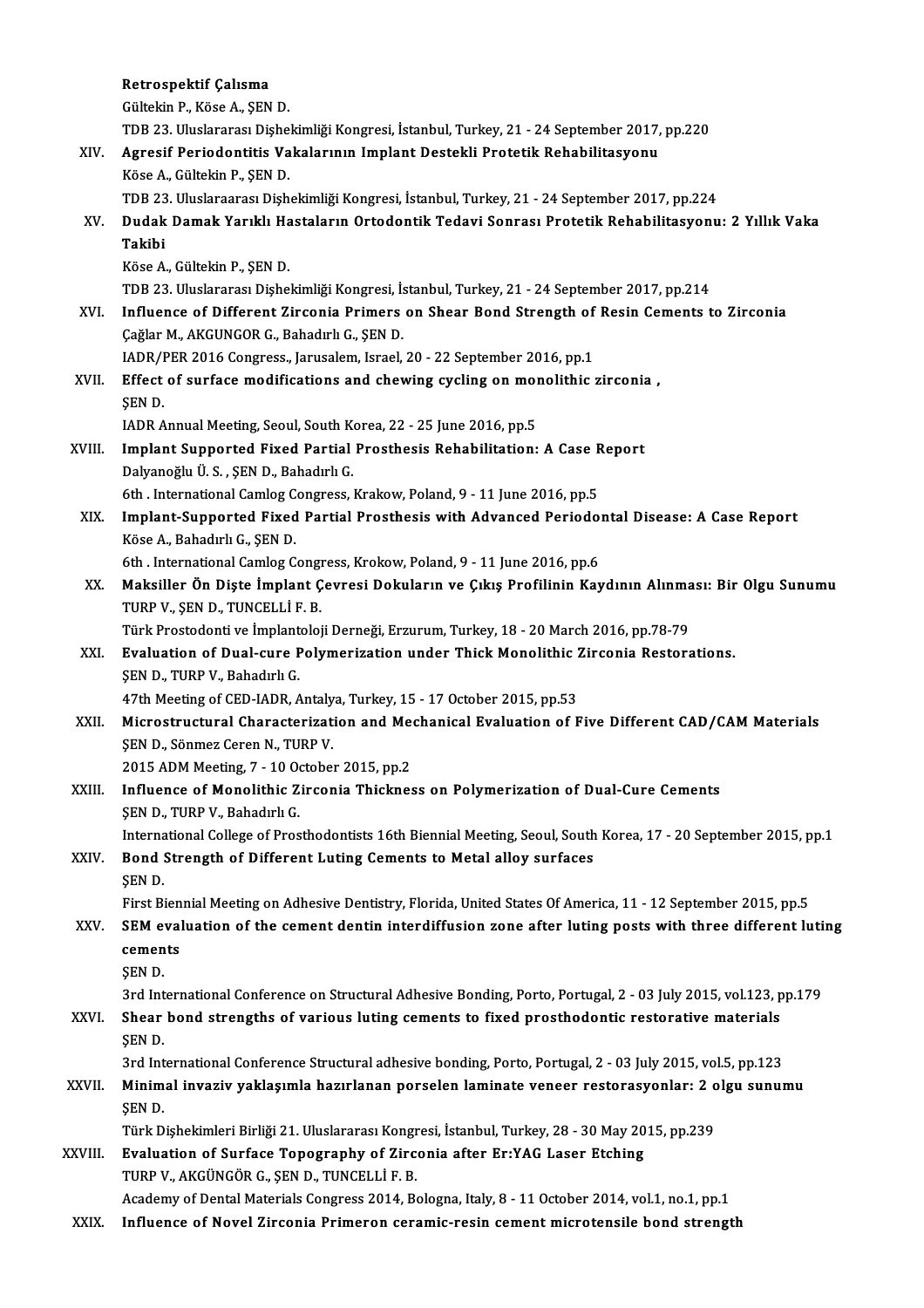Retrospektif Çalısma
Gültekin P., Köse A., ŞEN D.
TDB 23. Uluslararası Dişhekimliği Kongresi, İstanbul, Turkey, 21 - 24 September 2017, pp.220

XIV. **Agresif Periodontitis Vakalarının Implant Destekli Protetik Rehabilitasyonu**
Köse A., Gültekin P., ŞEN D.
TDB 23. Uluslaraarası Dişhekimliği Kongresi, İstanbul, Turkey, 21 - 24 September 2017, pp.224

XV. **Dudak Damak Yarıklı Hastaların Ortodontik Tedavi Sonrası Protetik Rehabilitasyonu: 2 Yıllık Vaka Takibi**
Köse A., Gültekin P., ŞEN D.
TDB 23. Uluslararası Dişhekimliği Kongresi, İstanbul, Turkey, 21 - 24 September 2017, pp.214

XVI. **Influence of Different Zirconia Primers on Shear Bond Strength of Resin Cements to Zirconia**
Çağlar M., AKGUNGOR G., Bahadırlı G., ŞEN D.
IADR/PER 2016 Congress., Jarusalem, Israel, 20 - 22 September 2016, pp.1

XVII. **Effect of surface modifications and chewing cycling on monolithic zirconia ,**
ŞEN D.
IADR Annual Meeting, Seoul, South Korea, 22 - 25 June 2016, pp.5

XVIII. **Implant Supported Fixed Partial Prosthesis Rehabilitation: A Case Report**
Dalyanoğlu Ü. S. , ŞEN D., Bahadırlı G.
6th . International Camlog Congress, Krakow, Poland, 9 - 11 June 2016, pp.5

XIX. **Implant-Supported Fixed Partial Prosthesis with Advanced Periodontal Disease: A Case Report**
Köse A., Bahadırlı G., ŞEN D.
6th . International Camlog Congress, Krokow, Poland, 9 - 11 June 2016, pp.6

XX. **Maksiller Ön Dişte İmplant Çevresi Dokuların ve Çıkış Profilinin Kaydının Alınması: Bir Olgu Sunumu**
TURP V., ŞEN D., TUNCELLİ F. B.
Türk Prostodonti ve İmplantoloji Derneği, Erzurum, Turkey, 18 - 20 March 2016, pp.78-79

XXI. **Evaluation of Dual-cure Polymerization under Thick Monolithic Zirconia Restorations.**
ŞEN D., TURP V., Bahadırlı G.
47th Meeting of CED-IADR, Antalya, Turkey, 15 - 17 October 2015, pp.53

XXII. **Microstructural Characterization and Mechanical Evaluation of Five Different CAD/CAM Materials**
ŞEN D., Sönmez Ceren N., TURP V.
2015 ADM Meeting, 7 - 10 October 2015, pp.2

XXIII. **Influence of Monolithic Zirconia Thickness on Polymerization of Dual-Cure Cements**
ŞEN D., TURP V., Bahadırlı G.
International College of Prosthodontists 16th Biennial Meeting, Seoul, South Korea, 17 - 20 September 2015, pp.1

XXIV. **Bond Strength of Different Luting Cements to Metal alloy surfaces**
ŞEN D.
First Biennial Meeting on Adhesive Dentistry, Florida, United States Of America, 11 - 12 September 2015, pp.5

XXV. **SEM evaluation of the cement dentin interdiffusion zone after luting posts with three different luting cements**
ŞEN D.
3rd International Conference on Structural Adhesive Bonding, Porto, Portugal, 2 - 03 July 2015, vol.123, pp.179

XXVI. **Shear bond strengths of various luting cements to fixed prosthodontic restorative materials**
ŞEN D.
3rd International Conference Structural adhesive bonding, Porto, Portugal, 2 - 03 July 2015, vol.5, pp.123

XXVII. **Minimal invaziv yaklaşımla hazırlanan porselen laminate veneer restorasyonlar: 2 olgu sunumu**
ŞEN D.
Türk Dişhekimleri Birliği 21. Uluslararası Kongresi, İstanbul, Turkey, 28 - 30 May 2015, pp.239

XXVIII. **Evaluation of Surface Topography of Zirconia after Er:YAG Laser Etching**
TURP V., AKGÜNGÖR G., ŞEN D., TUNCELLİ F. B.
Academy of Dental Materials Congress 2014, Bologna, Italy, 8 - 11 October 2014, vol.1, no.1, pp.1

XXIX. **Influence of Novel Zirconia Primeron ceramic-resin cement microtensile bond strength**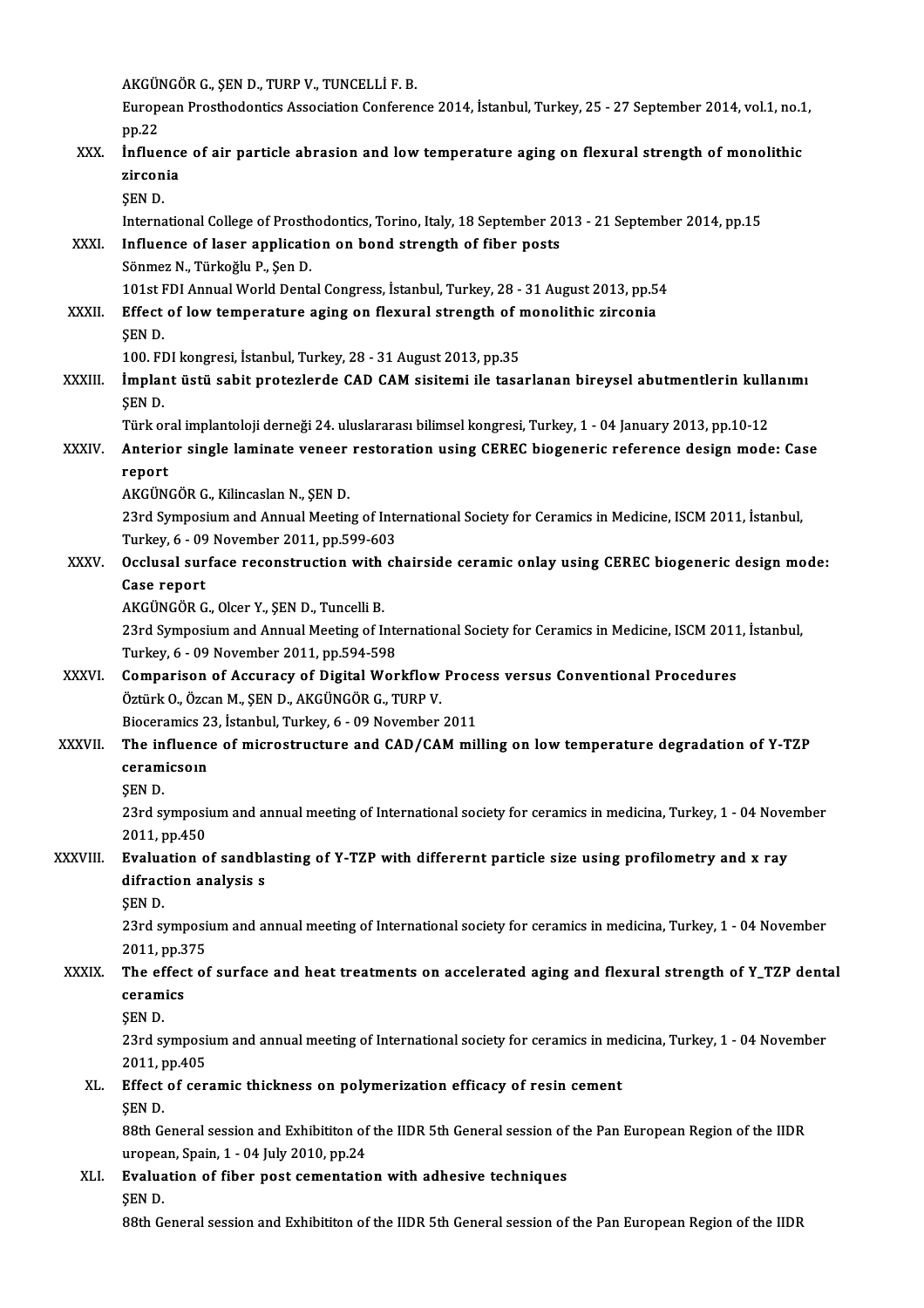AKGÜNGÖR G., ŞEN D., TURP V., TUNCELLİ F. B.
European Prosthodontics Association Conference 2014, İstanbul, Turkey, 25 - 27 September 2014, vol.1, no.1, pp.22

XXX. **İnfluence of air particle abrasion and low temperature aging on flexural strength of monolithic zirconia**
ŞEN D.
International College of Prosthodontics, Torino, Italy, 18 September 2013 - 21 September 2014, pp.15

XXXI. **Influence of laser application on bond strength of fiber posts**
Sönmez N., Türkoğlu P., Şen D.
101st FDI Annual World Dental Congress, İstanbul, Turkey, 28 - 31 August 2013, pp.54

XXXII. **Effect of low temperature aging on flexural strength of monolithic zirconia**
ŞEN D.
100. FDI kongresi, İstanbul, Turkey, 28 - 31 August 2013, pp.35

XXXIII. **İmplant üstü sabit protezlerde CAD CAM sisitemi ile tasarlanan bireysel abutmentlerin kullanımı**
ŞEN D.
Türk oral implantoloji derneği 24. uluslararası bilimsel kongresi, Turkey, 1 - 04 January 2013, pp.10-12

XXXIV. **Anterior single laminate veneer restoration using CEREC biogeneric reference design mode: Case report**
AKGÜNGÖR G., Kilincaslan N., ŞEN D.
23rd Symposium and Annual Meeting of International Society for Ceramics in Medicine, ISCM 2011, İstanbul, Turkey, 6 - 09 November 2011, pp.599-603

XXXV. **Occlusal surface reconstruction with chairside ceramic onlay using CEREC biogeneric design mode: Case report**
AKGÜNGÖR G., Olcer Y., ŞEN D., Tuncelli B.
23rd Symposium and Annual Meeting of International Society for Ceramics in Medicine, ISCM 2011, İstanbul, Turkey, 6 - 09 November 2011, pp.594-598

XXXVI. **Comparison of Accuracy of Digital Workflow Process versus Conventional Procedures**
Öztürk O., Özcan M., ŞEN D., AKGÜNGÖR G., TURP V.
Bioceramics 23, İstanbul, Turkey, 6 - 09 November 2011

XXXVII. **The influence of microstructure and CAD/CAM milling on low temperature degradation of Y-TZP ceramicsoın**
ŞEN D.
23rd symposium and annual meeting of International society for ceramics in medicina, Turkey, 1 - 04 November 2011, pp.450

XXXVIII. **Evaluation of sandblasting of Y-TZP with differernt particle size using profilometry and x ray difraction analysis s**
ŞEN D.
23rd symposium and annual meeting of International society for ceramics in medicina, Turkey, 1 - 04 November 2011, pp.375

XXXIX. **The effect of surface and heat treatments on accelerated aging and flexural strength of Y_TZP dental ceramics**
ŞEN D.
23rd symposium and annual meeting of International society for ceramics in medicina, Turkey, 1 - 04 November 2011, pp.405

XL. **Effect of ceramic thickness on polymerization efficacy of resin cement**
ŞEN D.
88th General session and Exhibititon of the IIDR 5th General session of the Pan European Region of the IIDR uropean, Spain, 1 - 04 July 2010, pp.24

XLI. **Evaluation of fiber post cementation with adhesive techniques**
ŞEN D.
88th General session and Exhibititon of the IIDR 5th General session of the Pan European Region of the IIDR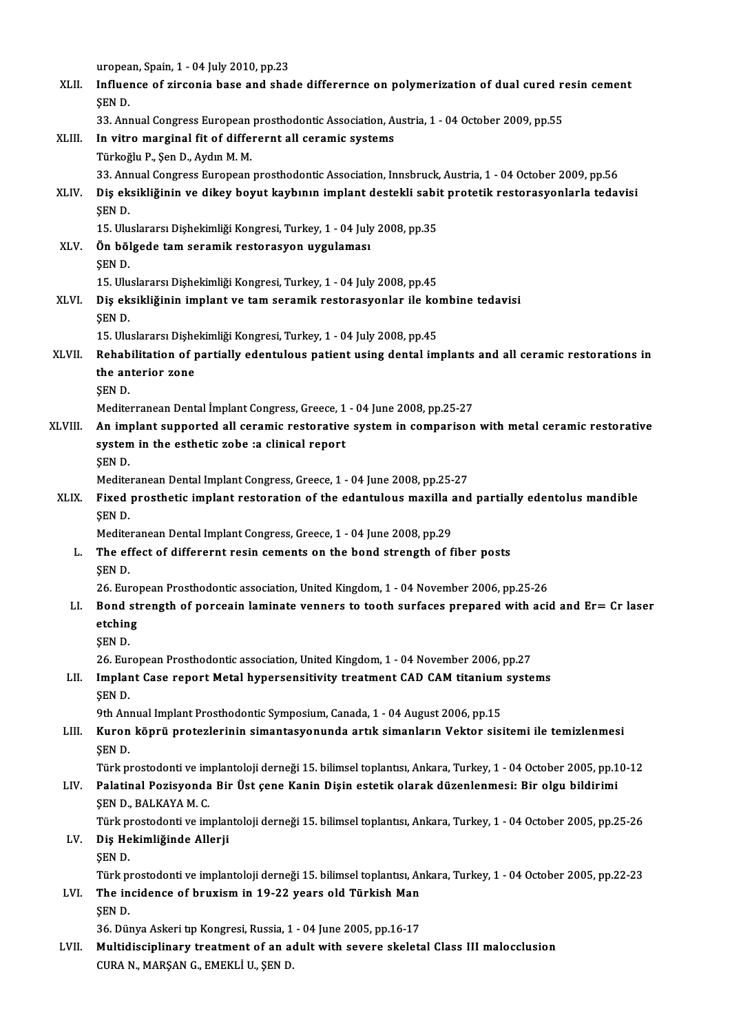uropean, Spain, 1 - 04 July 2010, pp.23

XLII. **Influence of zirconia base and shade differernce on polymerization of dual cured resin cement**
ŞEN D.
33. Annual Congress European prosthodontic Association, Austria, 1 - 04 October 2009, pp.55

XLIII. **In vitro marginal fit of differernt all ceramic systems**
Türkoğlu P., Şen D., Aydın M. M.
33. Annual Congress European prosthodontic Association, Innsbruck, Austria, 1 - 04 October 2009, pp.56

XLIV. **Diş eksikliğinin ve dikey boyut kaybının implant destekli sabit protetik restorasyonlarla tedavisi**
ŞEN D.
15. Uluslararsı Dişhekimliği Kongresi, Turkey, 1 - 04 July 2008, pp.35

XLV. **Ön bölgede tam seramik restorasyon uygulaması**
ŞEN D.
15. Uluslararsı Dişhekimliği Kongresi, Turkey, 1 - 04 July 2008, pp.45

XLVI. **Diş eksikliğinin implant ve tam seramik restorasyonlar ile kombine tedavisi**
ŞEN D.
15. Uluslararsı Dişhekimliği Kongresi, Turkey, 1 - 04 July 2008, pp.45

XLVII. **Rehabilitation of partially edentulous patient using dental implants and all ceramic restorations in the anterior zone**
ŞEN D.
Mediterranean Dental İmplant Congress, Greece, 1 - 04 June 2008, pp.25-27

XLVIII. **An implant supported all ceramic restorative system in comparison with metal ceramic restorative system in the esthetic zobe :a clinical report**
ŞEN D.
Mediteranean Dental Implant Congress, Greece, 1 - 04 June 2008, pp.25-27

XLIX. **Fixed prosthetic implant restoration of the edantulous maxilla and partially edentolus mandible**
ŞEN D.
Mediteranean Dental Implant Congress, Greece, 1 - 04 June 2008, pp.29

L. **The effect of differernt resin cements on the bond strength of fiber posts**
ŞEN D.
26. European Prosthodontic association, United Kingdom, 1 - 04 November 2006, pp.25-26

LI. **Bond strength of porceain laminate venners to tooth surfaces prepared with acid and Er= Cr laser etching**
ŞEN D.
26. European Prosthodontic association, United Kingdom, 1 - 04 November 2006, pp.27

LII. **Implant Case report Metal hypersensitivity treatment CAD CAM titanium systems**
ŞEN D.
9th Annual Implant Prosthodontic Symposium, Canada, 1 - 04 August 2006, pp.15

LIII. **Kuron köprü protezlerinin simantasyonunda artık simanların Vektor sisitemi ile temizlenmesi**
ŞEN D.
Türk prostodonti ve implantoloji derneği 15. bilimsel toplantısı, Ankara, Turkey, 1 - 04 October 2005, pp.10-12

LIV. **Palatinal Pozisyonda Bir Üst çene Kanin Dişin estetik olarak düzenlenmesi: Bir olgu bildirimi**
ŞEN D., BALKAYA M. C.
Türk prostodonti ve implantoloji derneği 15. bilimsel toplantısı, Ankara, Turkey, 1 - 04 October 2005, pp.25-26

LV. **Diş Hekimliğinde Allerji**
ŞEN D.
Türk prostodonti ve implantoloji derneği 15. bilimsel toplantısı, Ankara, Turkey, 1 - 04 October 2005, pp.22-23

LVI. **The incidence of bruxism in 19-22 years old Türkish Man**
ŞEN D.
36. Dünya Askeri tıp Kongresi, Russia, 1 - 04 June 2005, pp.16-17

LVII. **Multidisciplinary treatment of an adult with severe skeletal Class III malocclusion**
CURA N., MARŞAN G., EMEKLİ U., ŞEN D.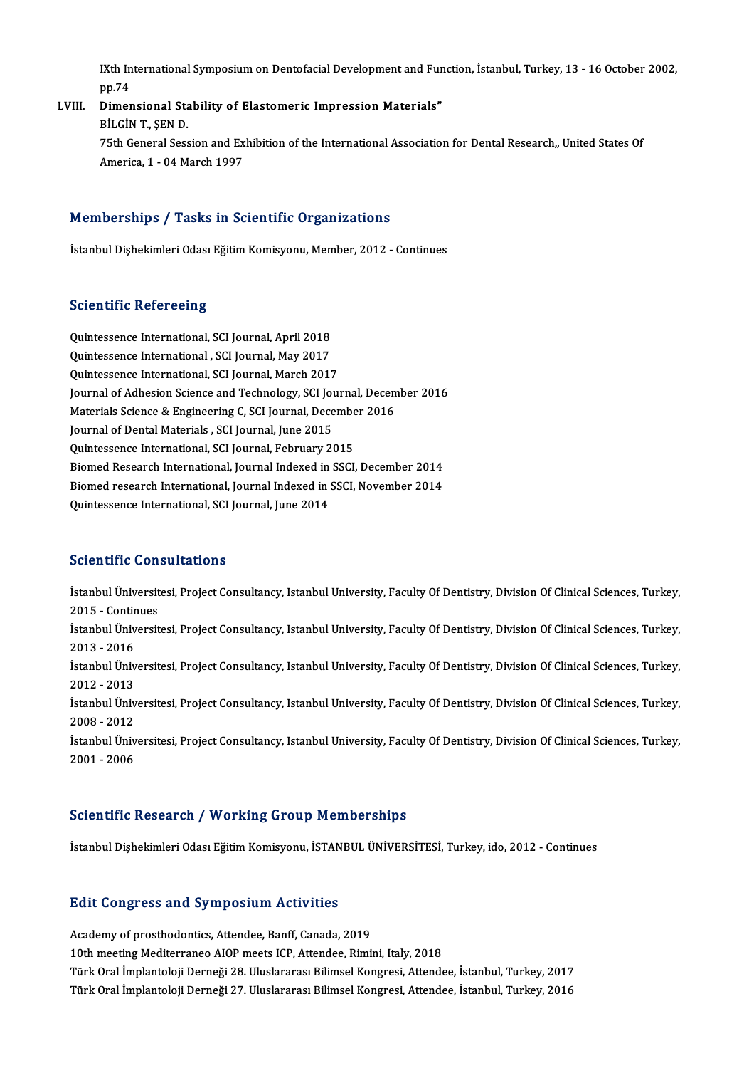IXth International Symposium on Dentofacial Development and Function, İstanbul, Turkey, 13 - 16 October 2002, pp.74

LVIII. **Dimensional Stability of Elastomeric Impression Materials"**
BİLGİN T., ŞEN D.
75th General Session and Exhibition of the International Association for Dental Research,, United States Of America, 1 - 04 March 1997

## Memberships / Tasks in Scientific Organizations

İstanbul Dişhekimleri Odası Eğitim Komisyonu, Member, 2012 - Continues

## Scientific Refereeing

Quintessence International, SCI Journal, April 2018
Quintessence International , SCI Journal, May 2017
Quintessence International, SCI Journal, March 2017
Journal of Adhesion Science and Technology, SCI Journal, December 2016
Materials Science & Engineering C, SCI Journal, December 2016
Journal of Dental Materials , SCI Journal, June 2015
Quintessence International, SCI Journal, February 2015
Biomed Research International, Journal Indexed in SSCI, December 2014
Biomed research International, Journal Indexed in SSCI, November 2014
Quintessence International, SCI Journal, June 2014

## Scientific Consultations

İstanbul Üniversitesi, Project Consultancy, Istanbul University, Faculty Of Dentistry, Division Of Clinical Sciences, Turkey, 2015 - Continues
İstanbul Üniversitesi, Project Consultancy, Istanbul University, Faculty Of Dentistry, Division Of Clinical Sciences, Turkey, 2013 - 2016
İstanbul Üniversitesi, Project Consultancy, Istanbul University, Faculty Of Dentistry, Division Of Clinical Sciences, Turkey, 2012 - 2013
İstanbul Üniversitesi, Project Consultancy, Istanbul University, Faculty Of Dentistry, Division Of Clinical Sciences, Turkey, 2008 - 2012
İstanbul Üniversitesi, Project Consultancy, Istanbul University, Faculty Of Dentistry, Division Of Clinical Sciences, Turkey, 2001 - 2006

## Scientific Research / Working Group Memberships

İstanbul Dişhekimleri Odası Eğitim Komisyonu, İSTANBUL ÜNİVERSİTESİ, Turkey, ido, 2012 - Continues

## Edit Congress and Symposium Activities

Academy of prosthodontics, Attendee, Banff, Canada, 2019
10th meeting Mediterraneo AIOP meets ICP, Attendee, Rimini, Italy, 2018
Türk Oral İmplantoloji Derneği 28. Uluslararası Bilimsel Kongresi, Attendee, İstanbul, Turkey, 2017
Türk Oral İmplantoloji Derneği 27. Uluslararası Bilimsel Kongresi, Attendee, İstanbul, Turkey, 2016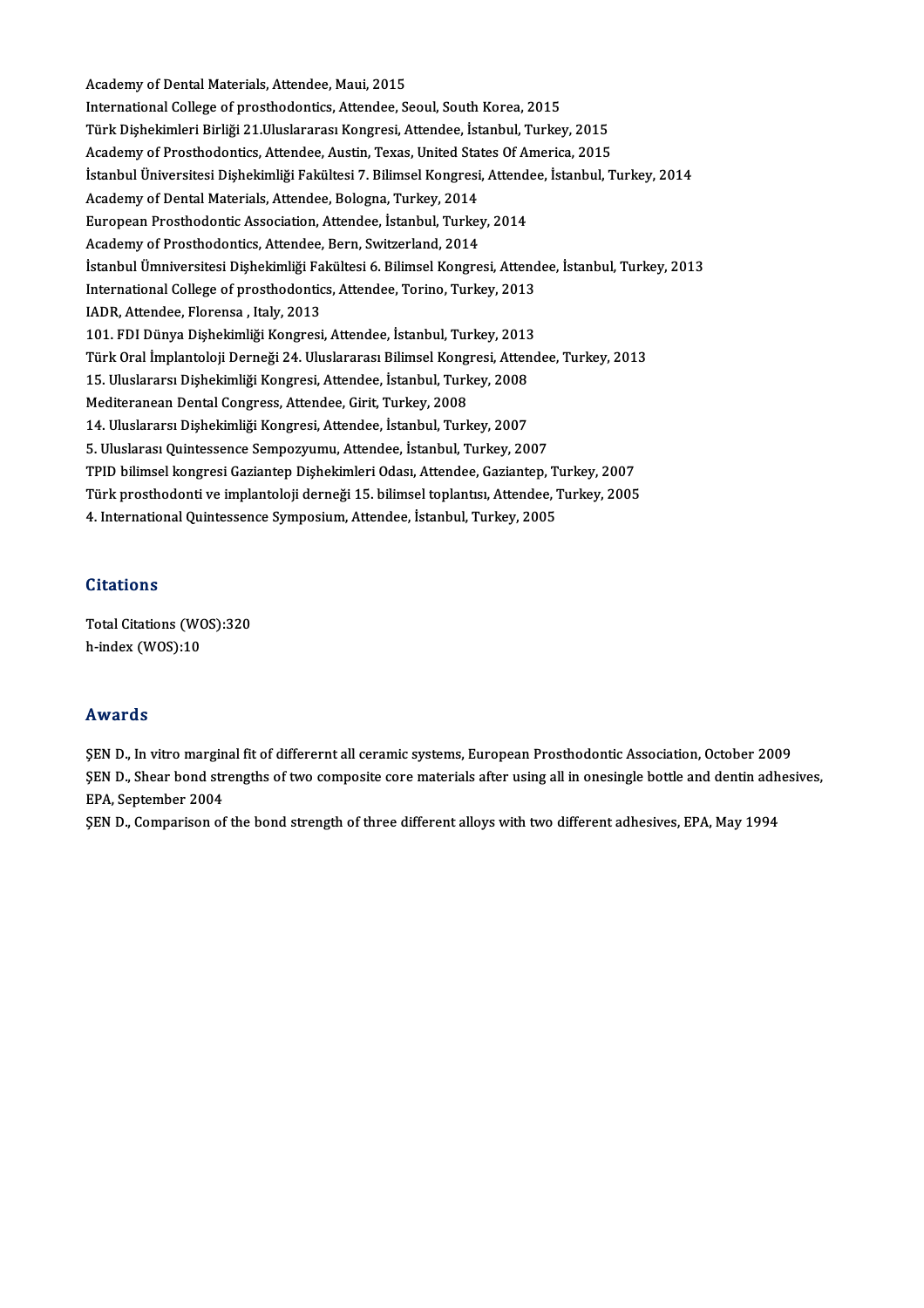Academy of Dental Materials, Attendee, Maui, 2015

International College of prosthodontics, Attendee, Seoul, South Korea, 2015

Türk Dişhekimleri Birliği 21.Uluslararası Kongresi, Attendee, İstanbul, Turkey, 2015

Academy of Prosthodontics, Attendee, Austin, Texas, United States Of America, 2015

İstanbul Üniversitesi Dişhekimliği Fakültesi 7. Bilimsel Kongresi, Attendee, İstanbul, Turkey, 2014

Academy of Dental Materials, Attendee, Bologna, Turkey, 2014

European Prosthodontic Association, Attendee, İstanbul, Turkey, 2014

Academy of Prosthodontics, Attendee, Bern, Switzerland, 2014

İstanbul Ümniversitesi Dişhekimliği Fakültesi 6. Bilimsel Kongresi, Attendee, İstanbul, Turkey, 2013

International College of prosthodontics, Attendee, Torino, Turkey, 2013

IADR, Attendee, Florensa , Italy, 2013

101. FDI Dünya Dişhekimliği Kongresi, Attendee, İstanbul, Turkey, 2013

Türk Oral İmplantoloji Derneği 24. Uluslararası Bilimsel Kongresi, Attendee, Turkey, 2013

15. Uluslararsı Dişhekimliği Kongresi, Attendee, İstanbul, Turkey, 2008

Mediteranean Dental Congress, Attendee, Girit, Turkey, 2008

14. Uluslararsı Dişhekimliği Kongresi, Attendee, İstanbul, Turkey, 2007

5. Uluslarası Quintessence Sempozyumu, Attendee, İstanbul, Turkey, 2007

TPID bilimsel kongresi Gaziantep Dişhekimleri Odası, Attendee, Gaziantep, Turkey, 2007

Türk prosthodonti ve implantoloji derneği 15. bilimsel toplantısı, Attendee, Turkey, 2005

4. International Quintessence Symposium, Attendee, İstanbul, Turkey, 2005

## Citations

Total Citations (WOS):320

h-index (WOS):10

## Awards

ŞEN D., In vitro marginal fit of differernt all ceramic systems, European Prosthodontic Association, October 2009

ŞEN D., Shear bond strengths of two composite core materials after using all in onesingle bottle and dentin adhesives, EPA, September 2004

ŞEN D., Comparison of the bond strength of three different alloys with two different adhesives, EPA, May 1994